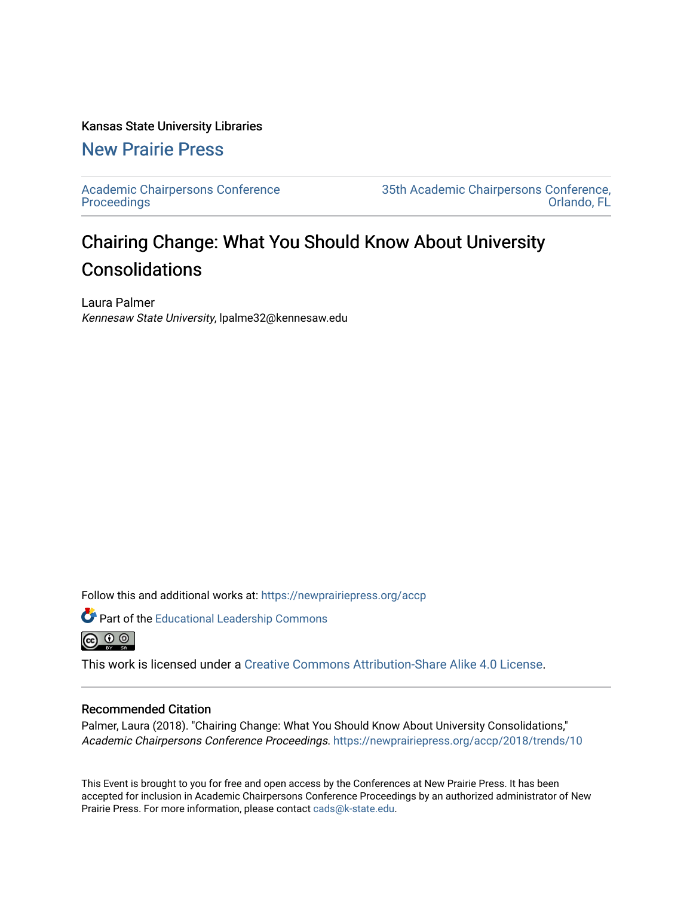Kansas State University Libraries

## New Prairie Press

Academic Chairpersons Conference Proceedings

35th Academic Chairpersons Conference, Orlando, FL

# Chairing Change: What You Should Know About University Consolidations

Laura Palmer

*Kennesaw State University*, lpalme32@kennesaw.edu

Follow this and additional works at: https://newprairiepress.org/accp

Part of the Educational Leadership Commons

This work is licensed under a Creative Commons Attribution-Share Alike 4.0 License.

### Recommended Citation

Palmer, Laura (2018). "Chairing Change: What You Should Know About University Consolidations," *Academic Chairpersons Conference Proceedings*. https://newprairiepress.org/accp/2018/trends/10

This Event is brought to you for free and open access by the Conferences at New Prairie Press. It has been accepted for inclusion in Academic Chairpersons Conference Proceedings by an authorized administrator of New Prairie Press. For more information, please contact cads@k-state.edu.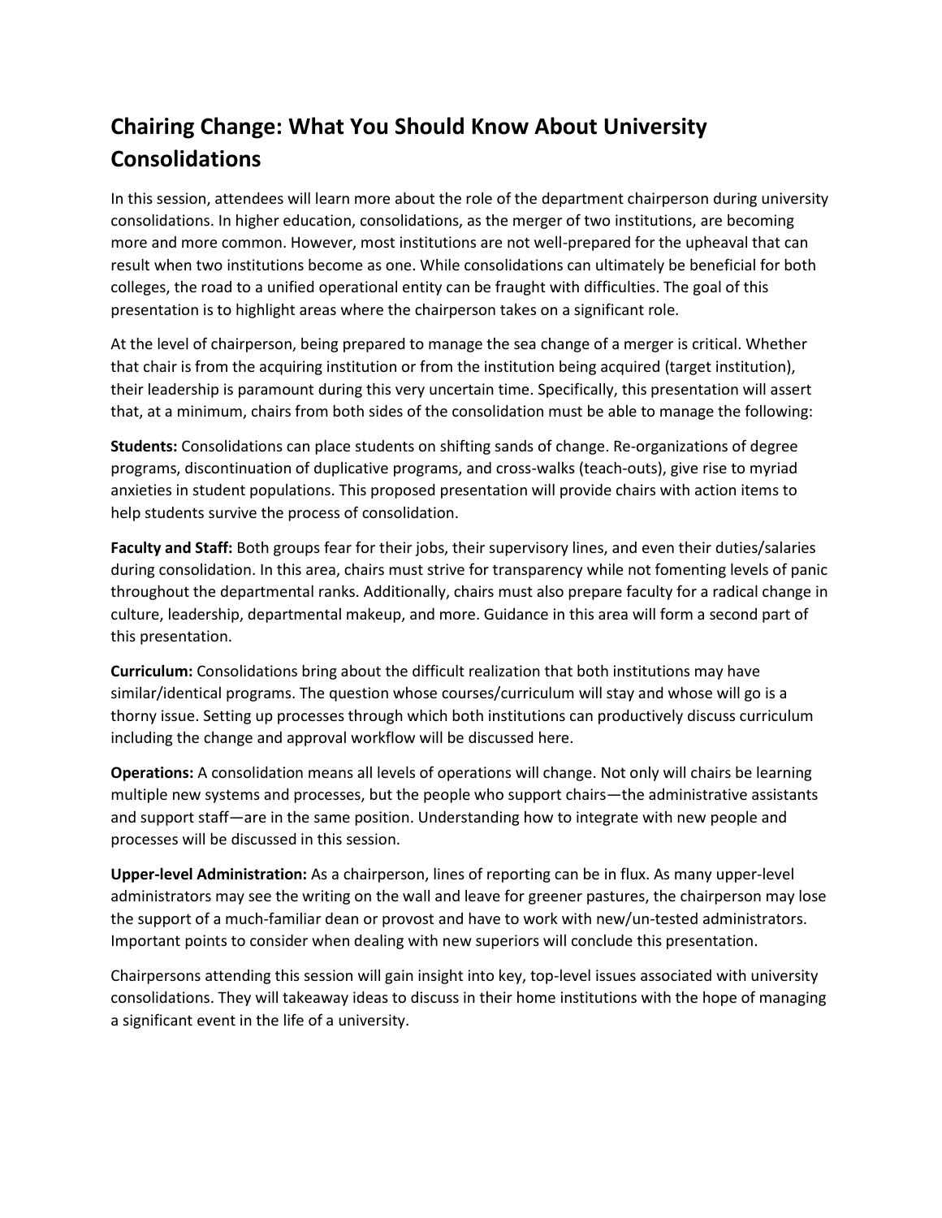# Chairing Change: What You Should Know About University Consolidations

In this session, attendees will learn more about the role of the department chairperson during university consolidations. In higher education, consolidations, as the merger of two institutions, are becoming more and more common. However, most institutions are not well-prepared for the upheaval that can result when two institutions become as one. While consolidations can ultimately be beneficial for both colleges, the road to a unified operational entity can be fraught with difficulties. The goal of this presentation is to highlight areas where the chairperson takes on a significant role.

At the level of chairperson, being prepared to manage the sea change of a merger is critical. Whether that chair is from the acquiring institution or from the institution being acquired (target institution), their leadership is paramount during this very uncertain time. Specifically, this presentation will assert that, at a minimum, chairs from both sides of the consolidation must be able to manage the following:

**Students:** Consolidations can place students on shifting sands of change. Re-organizations of degree programs, discontinuation of duplicative programs, and cross-walks (teach-outs), give rise to myriad anxieties in student populations. This proposed presentation will provide chairs with action items to help students survive the process of consolidation.

**Faculty and Staff:** Both groups fear for their jobs, their supervisory lines, and even their duties/salaries during consolidation. In this area, chairs must strive for transparency while not fomenting levels of panic throughout the departmental ranks. Additionally, chairs must also prepare faculty for a radical change in culture, leadership, departmental makeup, and more. Guidance in this area will form a second part of this presentation.

**Curriculum:** Consolidations bring about the difficult realization that both institutions may have similar/identical programs. The question whose courses/curriculum will stay and whose will go is a thorny issue. Setting up processes through which both institutions can productively discuss curriculum including the change and approval workflow will be discussed here.

**Operations:** A consolidation means all levels of operations will change. Not only will chairs be learning multiple new systems and processes, but the people who support chairs—the administrative assistants and support staff—are in the same position. Understanding how to integrate with new people and processes will be discussed in this session.

**Upper-level Administration:** As a chairperson, lines of reporting can be in flux. As many upper-level administrators may see the writing on the wall and leave for greener pastures, the chairperson may lose the support of a much-familiar dean or provost and have to work with new/un-tested administrators. Important points to consider when dealing with new superiors will conclude this presentation.

Chairpersons attending this session will gain insight into key, top-level issues associated with university consolidations. They will takeaway ideas to discuss in their home institutions with the hope of managing a significant event in the life of a university.